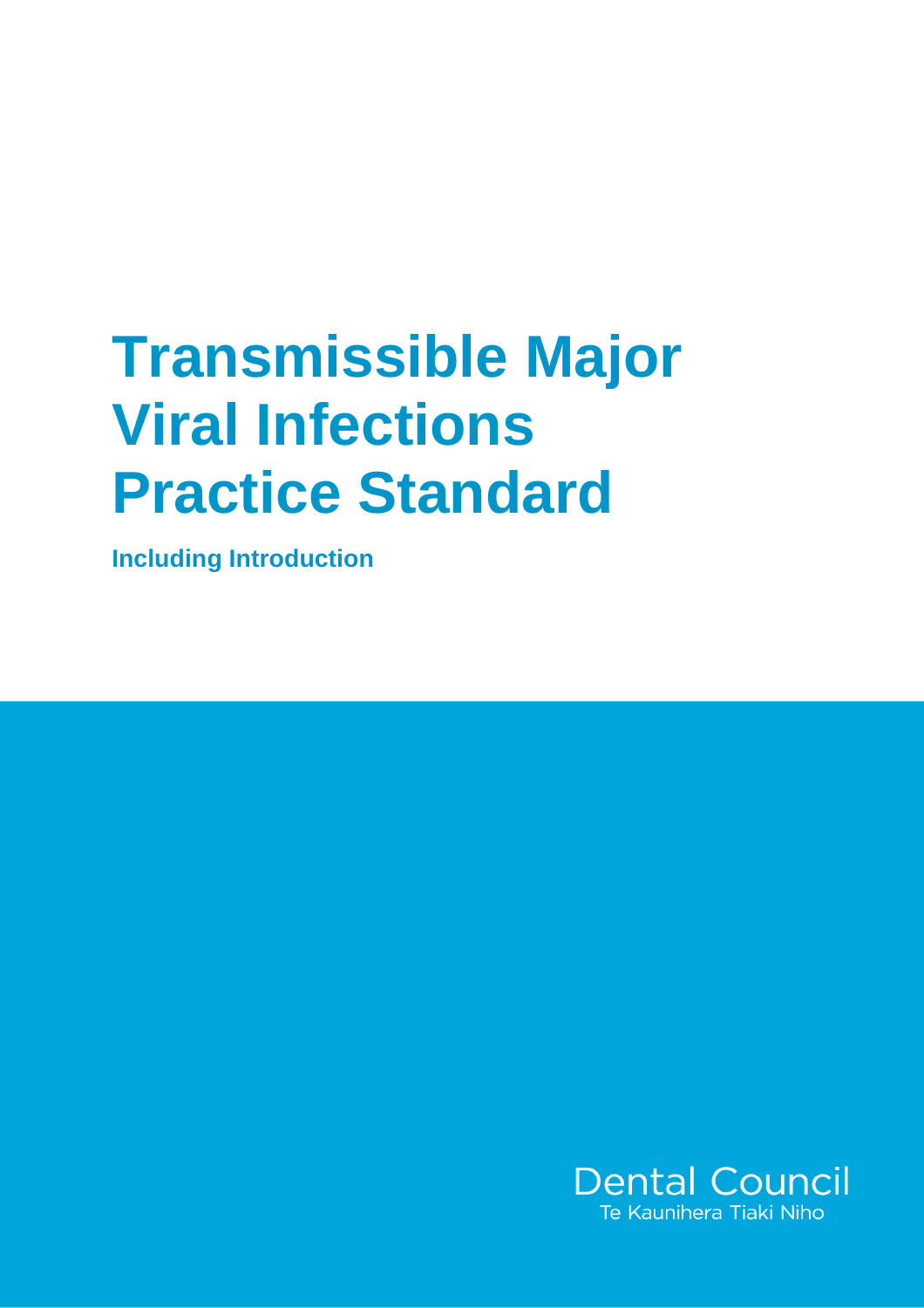# Transmissible Major Viral Infections Practice Standard

**Including Introduction**

Dental Council

Te Kaunihera Tiaki Niho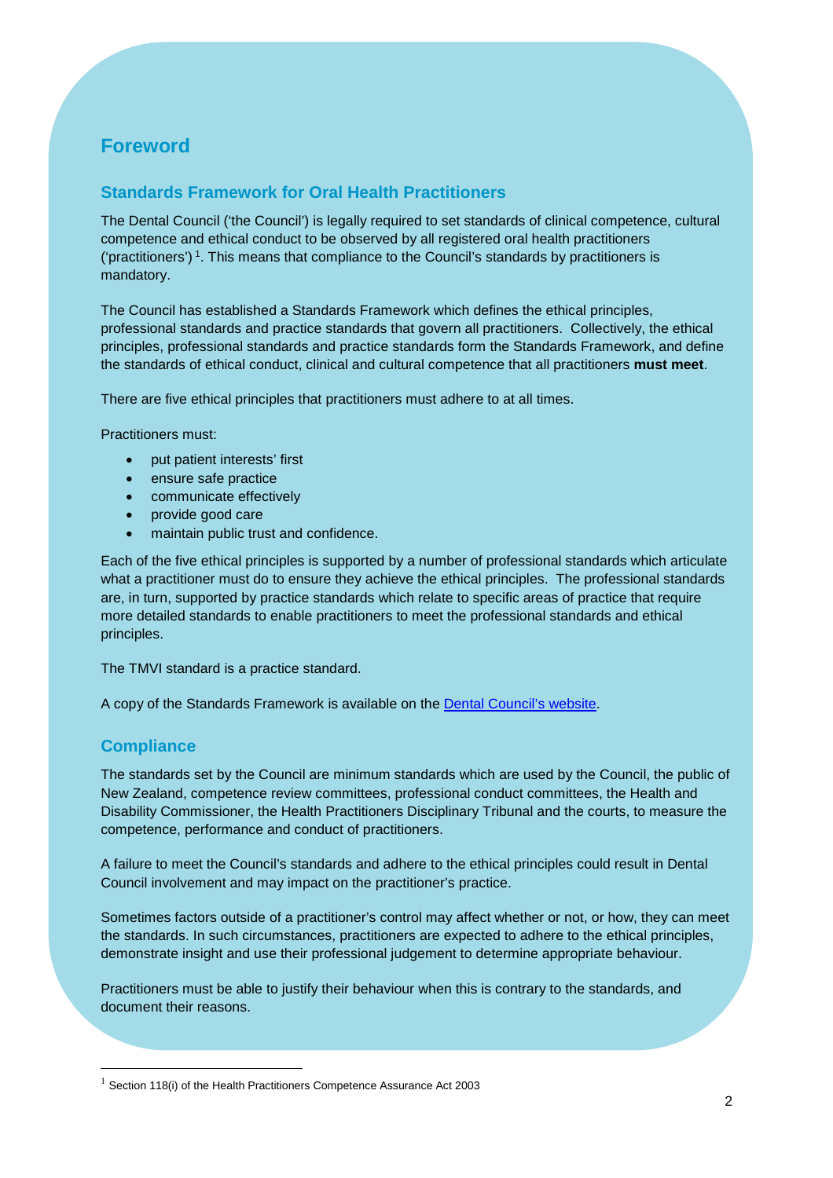# Foreword

## Standards Framework for Oral Health Practitioners

The Dental Council ('the Council') is legally required to set standards of clinical competence, cultural competence and ethical conduct to be observed by all registered oral health practitioners ('practitioners') [1]. This means that compliance to the Council's standards by practitioners is mandatory.

The Council has established a Standards Framework which defines the ethical principles, professional standards and practice standards that govern all practitioners. Collectively, the ethical principles, professional standards and practice standards form the Standards Framework, and define the standards of ethical conduct, clinical and cultural competence that all practitioners **must meet**.

There are five ethical principles that practitioners must adhere to at all times.

Practitioners must:

- put patient interests' first
- ensure safe practice
- communicate effectively
- provide good care
- maintain public trust and confidence.

Each of the five ethical principles is supported by a number of professional standards which articulate what a practitioner must do to ensure they achieve the ethical principles. The professional standards are, in turn, supported by practice standards which relate to specific areas of practice that require more detailed standards to enable practitioners to meet the professional standards and ethical principles.

The TMVI standard is a practice standard.

A copy of the Standards Framework is available on the [Dental Council's website](#).

## Compliance

The standards set by the Council are minimum standards which are used by the Council, the public of New Zealand, competence review committees, professional conduct committees, the Health and Disability Commissioner, the Health Practitioners Disciplinary Tribunal and the courts, to measure the competence, performance and conduct of practitioners.

A failure to meet the Council's standards and adhere to the ethical principles could result in Dental Council involvement and may impact on the practitioner's practice.

Sometimes factors outside of a practitioner's control may affect whether or not, or how, they can meet the standards. In such circumstances, practitioners are expected to adhere to the ethical principles, demonstrate insight and use their professional judgement to determine appropriate behaviour.

Practitioners must be able to justify their behaviour when this is contrary to the standards, and document their reasons.

---

[1] Section 118(i) of the Health Practitioners Competence Assurance Act 2003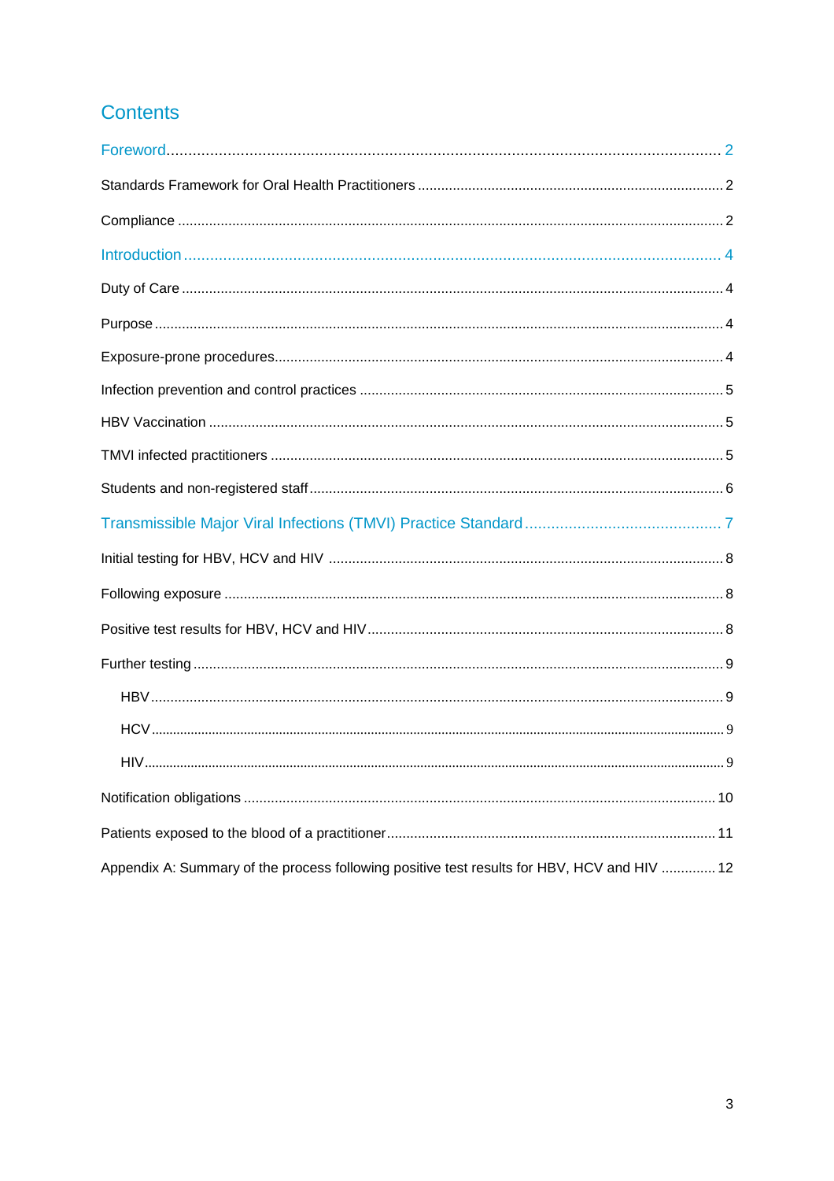# Contents

Foreword ..... 2

Standards Framework for Oral Health Practitioners ..... 2

Compliance ..... 2

Introduction ..... 4

Duty of Care ..... 4

Purpose ..... 4

Exposure-prone procedures ..... 4

Infection prevention and control practices ..... 5

HBV Vaccination ..... 5

TMVI infected practitioners ..... 5

Students and non-registered staff ..... 6

Transmissible Major Viral Infections (TMVI) Practice Standard ..... 7

Initial testing for HBV, HCV and HIV ..... 8

Following exposure ..... 8

Positive test results for HBV, HCV and HIV ..... 8

Further testing ..... 9

- HBV ..... 9
- HCV ..... 9
- HIV ..... 9

Notification obligations ..... 10

Patients exposed to the blood of a practitioner ..... 11

Appendix A: Summary of the process following positive test results for HBV, HCV and HIV ..... 12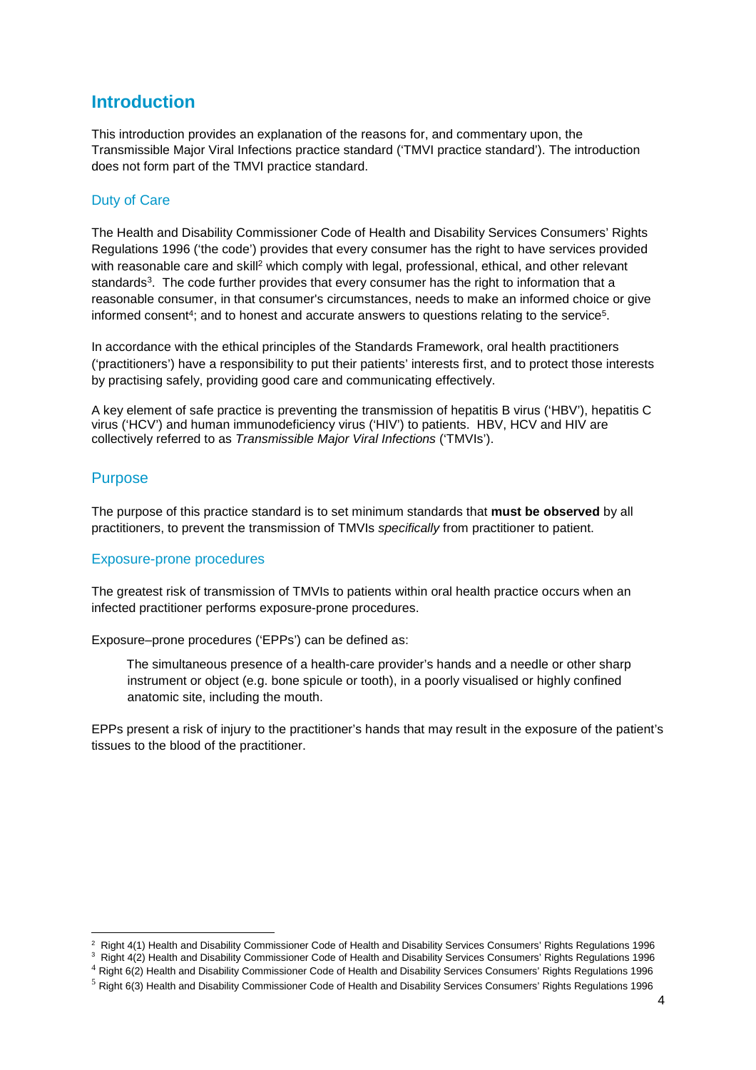# Introduction

This introduction provides an explanation of the reasons for, and commentary upon, the Transmissible Major Viral Infections practice standard ('TMVI practice standard'). The introduction does not form part of the TMVI practice standard.

## Duty of Care

The Health and Disability Commissioner Code of Health and Disability Services Consumers' Rights Regulations 1996 ('the code') provides that every consumer has the right to have services provided with reasonable care and skill[2] which comply with legal, professional, ethical, and other relevant standards[3]. The code further provides that every consumer has the right to information that a reasonable consumer, in that consumer's circumstances, needs to make an informed choice or give informed consent[4]; and to honest and accurate answers to questions relating to the service[5].

In accordance with the ethical principles of the Standards Framework, oral health practitioners ('practitioners') have a responsibility to put their patients' interests first, and to protect those interests by practising safely, providing good care and communicating effectively.

A key element of safe practice is preventing the transmission of hepatitis B virus ('HBV'), hepatitis C virus ('HCV') and human immunodeficiency virus ('HIV') to patients. HBV, HCV and HIV are collectively referred to as *Transmissible Major Viral Infections* ('TMVIs').

## Purpose

The purpose of this practice standard is to set minimum standards that **must be observed** by all practitioners, to prevent the transmission of TMVIs *specifically* from practitioner to patient.

## Exposure-prone procedures

The greatest risk of transmission of TMVIs to patients within oral health practice occurs when an infected practitioner performs exposure-prone procedures.

Exposure–prone procedures ('EPPs') can be defined as:

> The simultaneous presence of a health-care provider's hands and a needle or other sharp instrument or object (e.g. bone spicule or tooth), in a poorly visualised or highly confined anatomic site, including the mouth.

EPPs present a risk of injury to the practitioner's hands that may result in the exposure of the patient's tissues to the blood of the practitioner.

---

[2] Right 4(1) Health and Disability Commissioner Code of Health and Disability Services Consumers' Rights Regulations 1996

[3] Right 4(2) Health and Disability Commissioner Code of Health and Disability Services Consumers' Rights Regulations 1996

[4] Right 6(2) Health and Disability Commissioner Code of Health and Disability Services Consumers' Rights Regulations 1996

[5] Right 6(3) Health and Disability Commissioner Code of Health and Disability Services Consumers' Rights Regulations 1996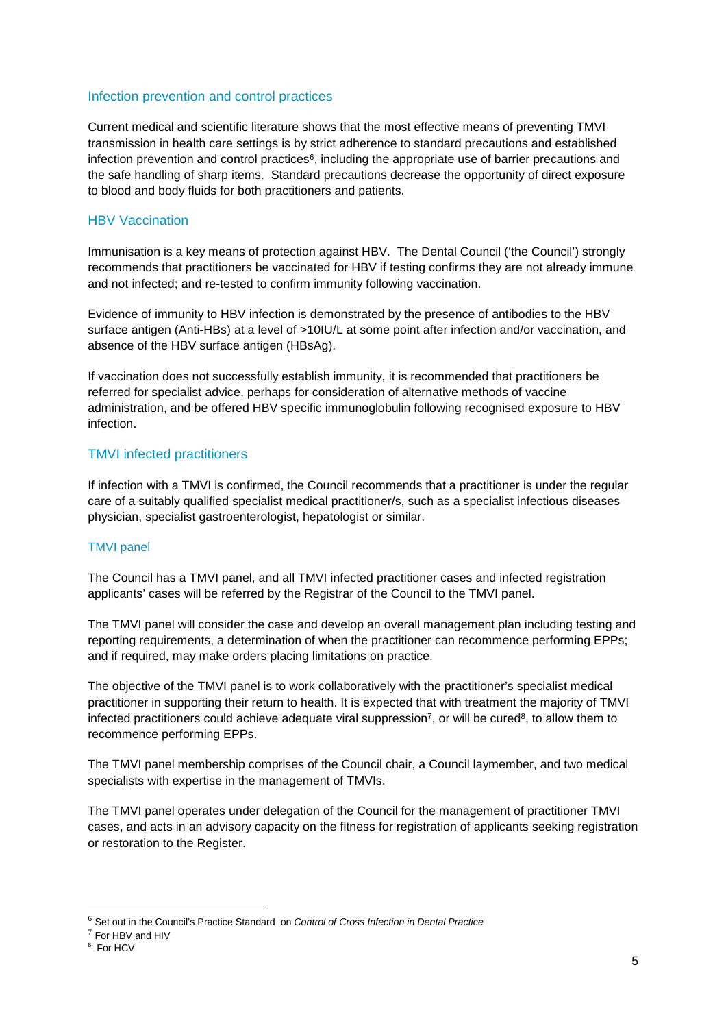## Infection prevention and control practices

Current medical and scientific literature shows that the most effective means of preventing TMVI transmission in health care settings is by strict adherence to standard precautions and established infection prevention and control practices[6], including the appropriate use of barrier precautions and the safe handling of sharp items. Standard precautions decrease the opportunity of direct exposure to blood and body fluids for both practitioners and patients.

## HBV Vaccination

Immunisation is a key means of protection against HBV. The Dental Council ('the Council') strongly recommends that practitioners be vaccinated for HBV if testing confirms they are not already immune and not infected; and re-tested to confirm immunity following vaccination.

Evidence of immunity to HBV infection is demonstrated by the presence of antibodies to the HBV surface antigen (Anti-HBs) at a level of >10IU/L at some point after infection and/or vaccination, and absence of the HBV surface antigen (HBsAg).

If vaccination does not successfully establish immunity, it is recommended that practitioners be referred for specialist advice, perhaps for consideration of alternative methods of vaccine administration, and be offered HBV specific immunoglobulin following recognised exposure to HBV infection.

## TMVI infected practitioners

If infection with a TMVI is confirmed, the Council recommends that a practitioner is under the regular care of a suitably qualified specialist medical practitioner/s, such as a specialist infectious diseases physician, specialist gastroenterologist, hepatologist or similar.

### TMVI panel

The Council has a TMVI panel, and all TMVI infected practitioner cases and infected registration applicants' cases will be referred by the Registrar of the Council to the TMVI panel.

The TMVI panel will consider the case and develop an overall management plan including testing and reporting requirements, a determination of when the practitioner can recommence performing EPPs; and if required, may make orders placing limitations on practice.

The objective of the TMVI panel is to work collaboratively with the practitioner's specialist medical practitioner in supporting their return to health. It is expected that with treatment the majority of TMVI infected practitioners could achieve adequate viral suppression[7], or will be cured[8], to allow them to recommence performing EPPs.

The TMVI panel membership comprises of the Council chair, a Council laymember, and two medical specialists with expertise in the management of TMVIs.

The TMVI panel operates under delegation of the Council for the management of practitioner TMVI cases, and acts in an advisory capacity on the fitness for registration of applicants seeking registration or restoration to the Register.

---

[6] Set out in the Council's Practice Standard on *Control of Cross Infection in Dental Practice*

[7] For HBV and HIV

[8] For HCV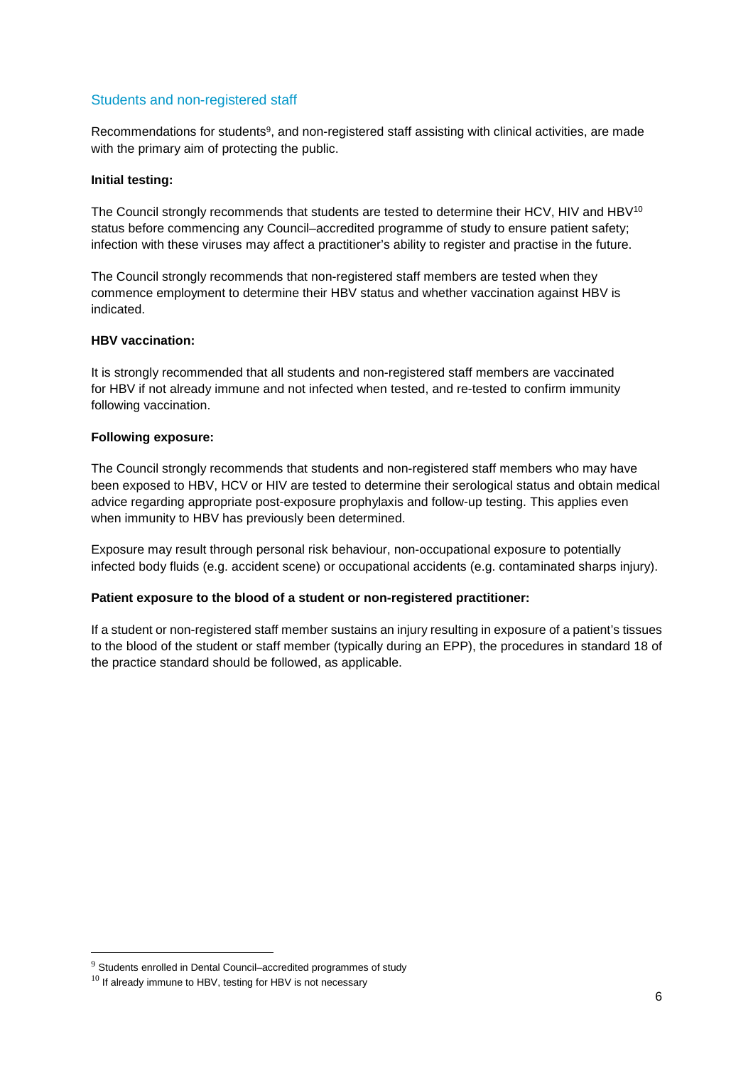## Students and non-registered staff

Recommendations for students[9], and non-registered staff assisting with clinical activities, are made with the primary aim of protecting the public.

**Initial testing:**

The Council strongly recommends that students are tested to determine their HCV, HIV and HBV[10] status before commencing any Council–accredited programme of study to ensure patient safety; infection with these viruses may affect a practitioner's ability to register and practise in the future.

The Council strongly recommends that non-registered staff members are tested when they commence employment to determine their HBV status and whether vaccination against HBV is indicated.

**HBV vaccination:**

It is strongly recommended that all students and non-registered staff members are vaccinated for HBV if not already immune and not infected when tested, and re-tested to confirm immunity following vaccination.

**Following exposure:**

The Council strongly recommends that students and non-registered staff members who may have been exposed to HBV, HCV or HIV are tested to determine their serological status and obtain medical advice regarding appropriate post-exposure prophylaxis and follow-up testing. This applies even when immunity to HBV has previously been determined.

Exposure may result through personal risk behaviour, non-occupational exposure to potentially infected body fluids (e.g. accident scene) or occupational accidents (e.g. contaminated sharps injury).

**Patient exposure to the blood of a student or non-registered practitioner:**

If a student or non-registered staff member sustains an injury resulting in exposure of a patient's tissues to the blood of the student or staff member (typically during an EPP), the procedures in standard 18 of the practice standard should be followed, as applicable.

---

[9] Students enrolled in Dental Council–accredited programmes of study

[10] If already immune to HBV, testing for HBV is not necessary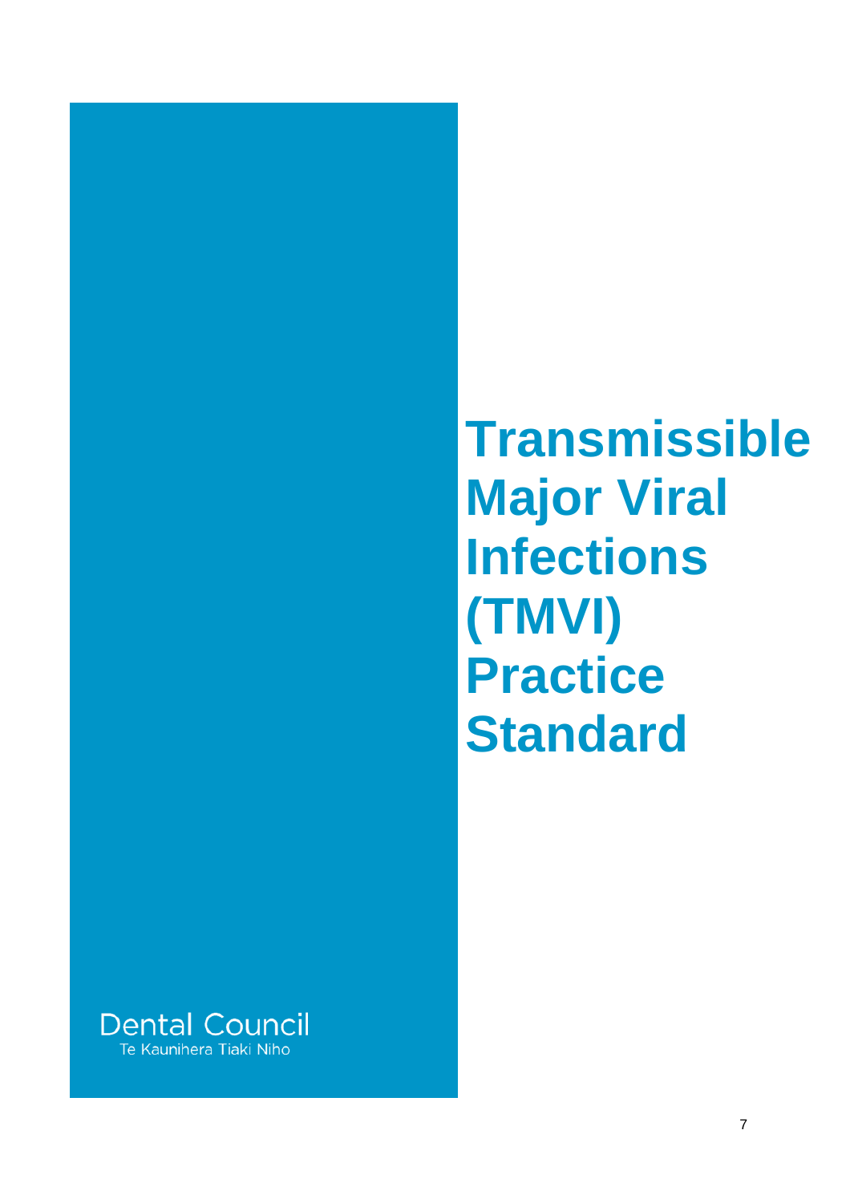# Transmissible Major Viral Infections (TMVI) Practice Standard

Dental Council

Te Kaunihera Tiaki Niho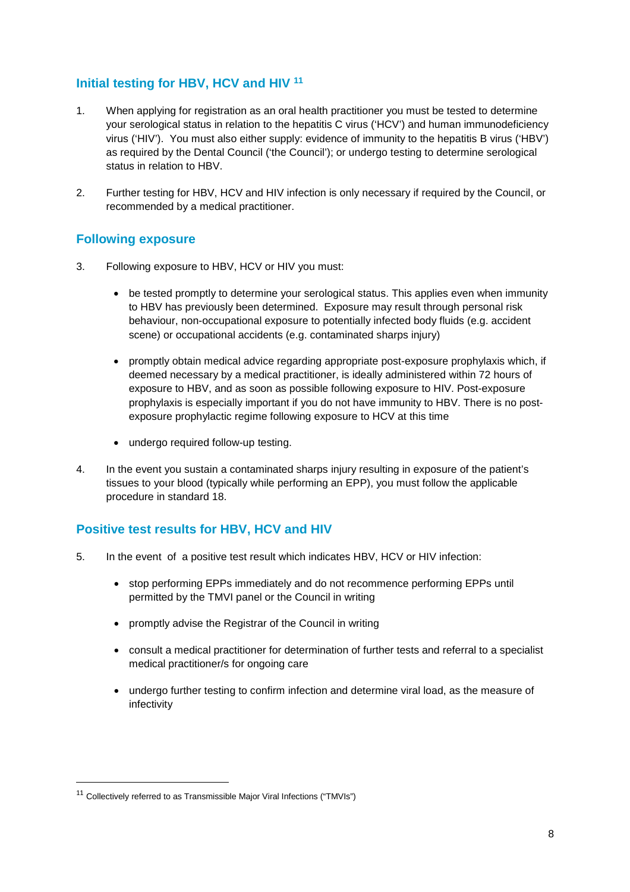## Initial testing for HBV, HCV and HIV [11]

1. When applying for registration as an oral health practitioner you must be tested to determine your serological status in relation to the hepatitis C virus ('HCV') and human immunodeficiency virus ('HIV'). You must also either supply: evidence of immunity to the hepatitis B virus ('HBV') as required by the Dental Council ('the Council'); or undergo testing to determine serological status in relation to HBV.

2. Further testing for HBV, HCV and HIV infection is only necessary if required by the Council, or recommended by a medical practitioner.

## Following exposure

3. Following exposure to HBV, HCV or HIV you must:

   - be tested promptly to determine your serological status. This applies even when immunity to HBV has previously been determined. Exposure may result through personal risk behaviour, non-occupational exposure to potentially infected body fluids (e.g. accident scene) or occupational accidents (e.g. contaminated sharps injury)

   - promptly obtain medical advice regarding appropriate post-exposure prophylaxis which, if deemed necessary by a medical practitioner, is ideally administered within 72 hours of exposure to HBV, and as soon as possible following exposure to HIV. Post-exposure prophylaxis is especially important if you do not have immunity to HBV. There is no post-exposure prophylactic regime following exposure to HCV at this time

   - undergo required follow-up testing.

4. In the event you sustain a contaminated sharps injury resulting in exposure of the patient's tissues to your blood (typically while performing an EPP), you must follow the applicable procedure in standard 18.

## Positive test results for HBV, HCV and HIV

5. In the event of a positive test result which indicates HBV, HCV or HIV infection:

   - stop performing EPPs immediately and do not recommence performing EPPs until permitted by the TMVI panel or the Council in writing

   - promptly advise the Registrar of the Council in writing

   - consult a medical practitioner for determination of further tests and referral to a specialist medical practitioner/s for ongoing care

   - undergo further testing to confirm infection and determine viral load, as the measure of infectivity

---

[11] Collectively referred to as Transmissible Major Viral Infections ("TMVIs")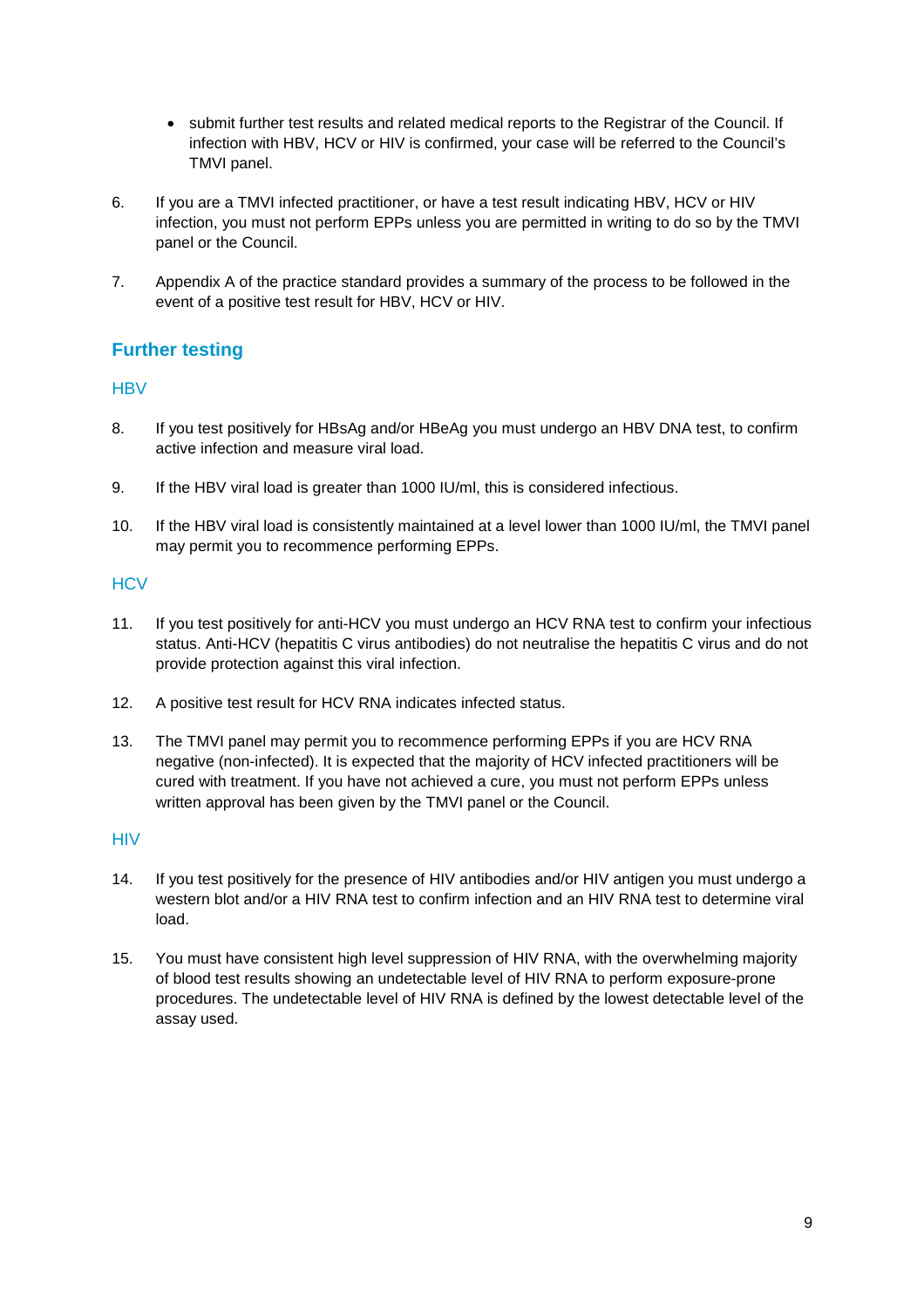- submit further test results and related medical reports to the Registrar of the Council. If infection with HBV, HCV or HIV is confirmed, your case will be referred to the Council's TMVI panel.

6. If you are a TMVI infected practitioner, or have a test result indicating HBV, HCV or HIV infection, you must not perform EPPs unless you are permitted in writing to do so by the TMVI panel or the Council.

7. Appendix A of the practice standard provides a summary of the process to be followed in the event of a positive test result for HBV, HCV or HIV.

## Further testing

### HBV

8. If you test positively for HBsAg and/or HBeAg you must undergo an HBV DNA test, to confirm active infection and measure viral load.

9. If the HBV viral load is greater than 1000 IU/ml, this is considered infectious.

10. If the HBV viral load is consistently maintained at a level lower than 1000 IU/ml, the TMVI panel may permit you to recommence performing EPPs.

### HCV

11. If you test positively for anti-HCV you must undergo an HCV RNA test to confirm your infectious status. Anti-HCV (hepatitis C virus antibodies) do not neutralise the hepatitis C virus and do not provide protection against this viral infection.

12. A positive test result for HCV RNA indicates infected status.

13. The TMVI panel may permit you to recommence performing EPPs if you are HCV RNA negative (non-infected). It is expected that the majority of HCV infected practitioners will be cured with treatment. If you have not achieved a cure, you must not perform EPPs unless written approval has been given by the TMVI panel or the Council.

### HIV

14. If you test positively for the presence of HIV antibodies and/or HIV antigen you must undergo a western blot and/or a HIV RNA test to confirm infection and an HIV RNA test to determine viral load.

15. You must have consistent high level suppression of HIV RNA, with the overwhelming majority of blood test results showing an undetectable level of HIV RNA to perform exposure-prone procedures. The undetectable level of HIV RNA is defined by the lowest detectable level of the assay used.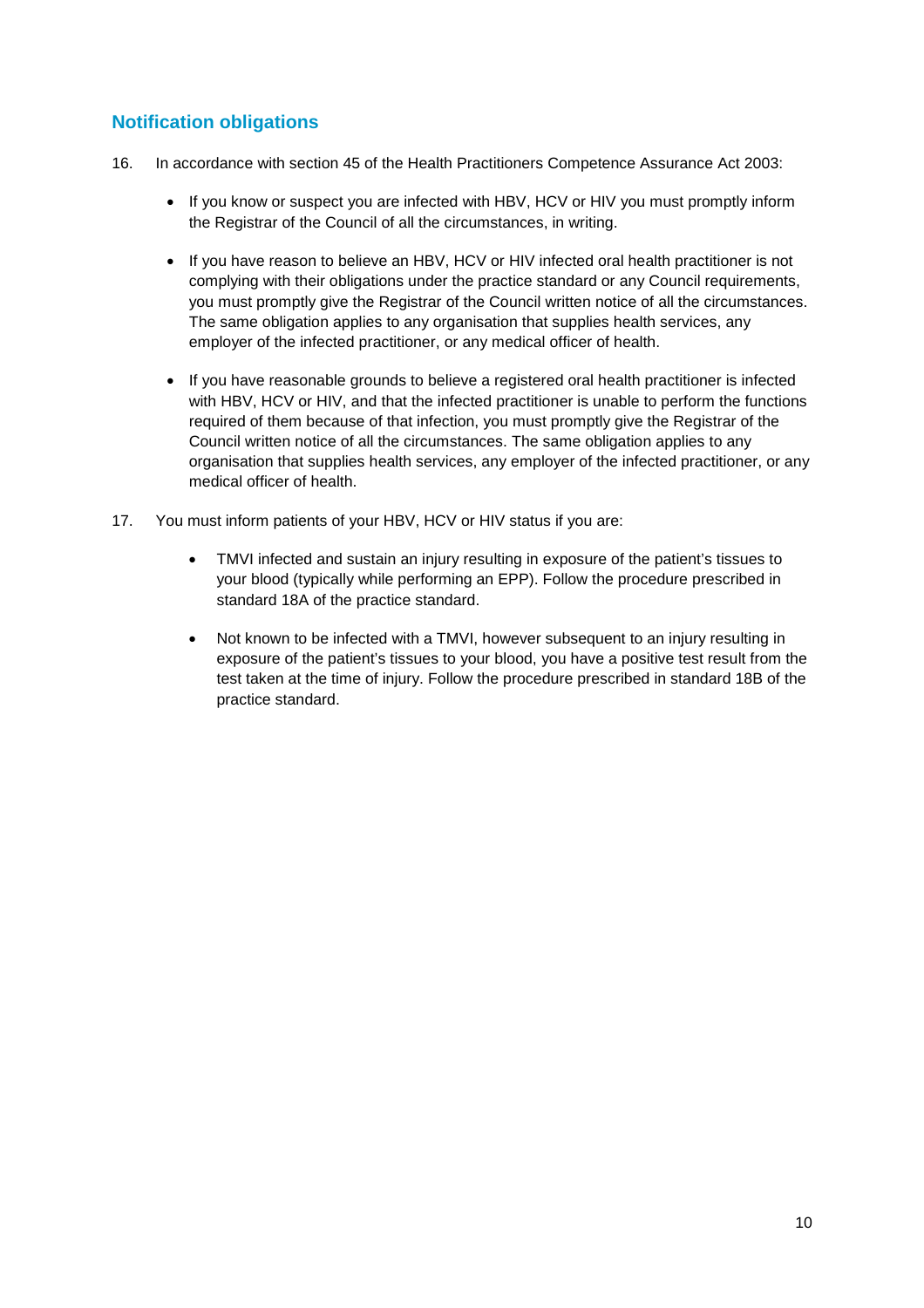## Notification obligations

16. In accordance with section 45 of the Health Practitioners Competence Assurance Act 2003:

    - If you know or suspect you are infected with HBV, HCV or HIV you must promptly inform the Registrar of the Council of all the circumstances, in writing.
    - If you have reason to believe an HBV, HCV or HIV infected oral health practitioner is not complying with their obligations under the practice standard or any Council requirements, you must promptly give the Registrar of the Council written notice of all the circumstances. The same obligation applies to any organisation that supplies health services, any employer of the infected practitioner, or any medical officer of health.
    - If you have reasonable grounds to believe a registered oral health practitioner is infected with HBV, HCV or HIV, and that the infected practitioner is unable to perform the functions required of them because of that infection, you must promptly give the Registrar of the Council written notice of all the circumstances. The same obligation applies to any organisation that supplies health services, any employer of the infected practitioner, or any medical officer of health.

17. You must inform patients of your HBV, HCV or HIV status if you are:

    - TMVI infected and sustain an injury resulting in exposure of the patient's tissues to your blood (typically while performing an EPP). Follow the procedure prescribed in standard 18A of the practice standard.
    - Not known to be infected with a TMVI, however subsequent to an injury resulting in exposure of the patient's tissues to your blood, you have a positive test result from the test taken at the time of injury. Follow the procedure prescribed in standard 18B of the practice standard.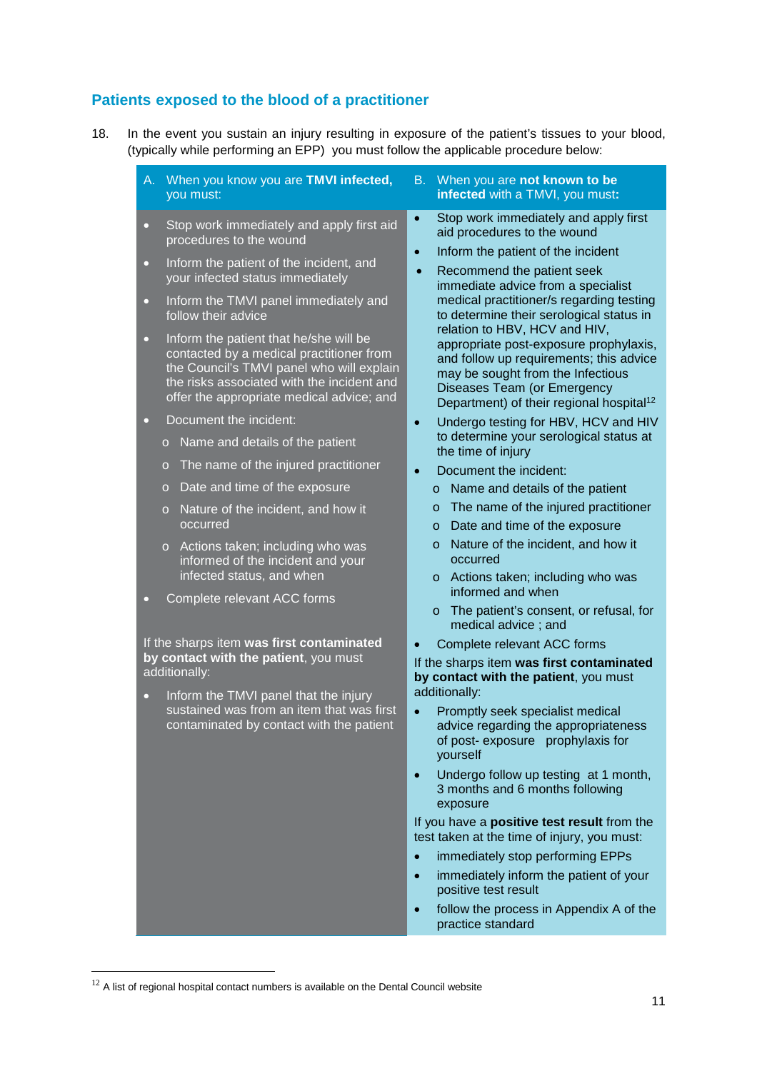## Patients exposed to the blood of a practitioner

18. In the event you sustain an injury resulting in exposure of the patient's tissues to your blood, (typically while performing an EPP) you must follow the applicable procedure below:

**A. When you know you are TMVI infected, you must:**

- Stop work immediately and apply first aid procedures to the wound
- Inform the patient of the incident, and your infected status immediately
- Inform the TMVI panel immediately and follow their advice
- Inform the patient that he/she will be contacted by a medical practitioner from the Council's TMVI panel who will explain the risks associated with the incident and offer the appropriate medical advice; and
- Document the incident:
  - Name and details of the patient
  - The name of the injured practitioner
  - Date and time of the exposure
  - Nature of the incident, and how it occurred
  - Actions taken; including who was informed of the incident and your infected status, and when
- Complete relevant ACC forms

If the sharps item **was first contaminated by contact with the patient**, you must additionally:

- Inform the TMVI panel that the injury sustained was from an item that was first contaminated by contact with the patient

**B. When you are not known to be infected with a TMVI, you must:**

- Stop work immediately and apply first aid procedures to the wound
- Inform the patient of the incident
- Recommend the patient seek immediate advice from a specialist medical practitioner/s regarding testing to determine their serological status in relation to HBV, HCV and HIV, appropriate post-exposure prophylaxis, and follow up requirements; this advice may be sought from the Infectious Diseases Team (or Emergency Department) of their regional hospital[12]
- Undergo testing for HBV, HCV and HIV to determine your serological status at the time of injury
- Document the incident:
  - Name and details of the patient
  - The name of the injured practitioner
  - Date and time of the exposure
  - Nature of the incident, and how it occurred
  - Actions taken; including who was informed and when
  - The patient's consent, or refusal, for medical advice ; and
- Complete relevant ACC forms

If the sharps item **was first contaminated by contact with the patient**, you must additionally:

- Promptly seek specialist medical advice regarding the appropriateness of post- exposure prophylaxis for yourself
- Undergo follow up testing at 1 month, 3 months and 6 months following exposure

If you have a **positive test result** from the test taken at the time of injury, you must:

- immediately stop performing EPPs
- immediately inform the patient of your positive test result
- follow the process in Appendix A of the practice standard

[12] A list of regional hospital contact numbers is available on the Dental Council website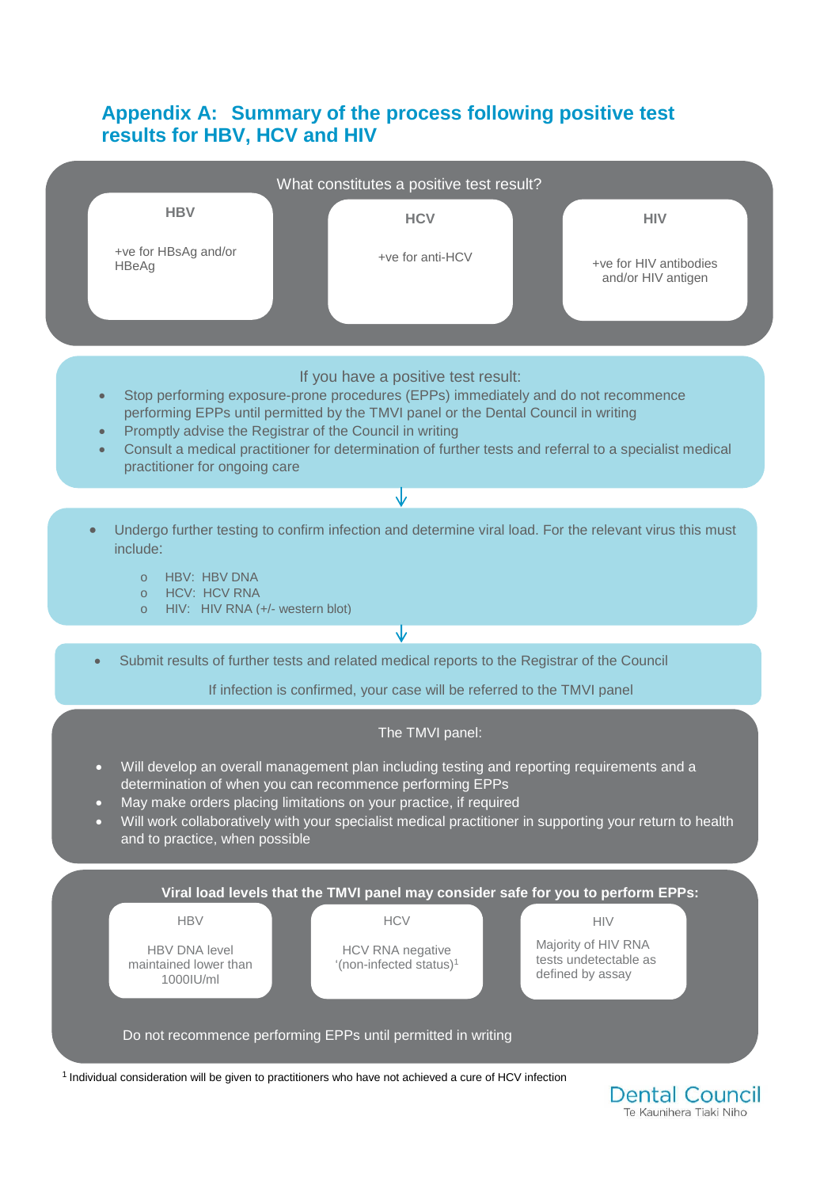## Appendix A: Summary of the process following positive test results for HBV, HCV and HIV

What constitutes a positive test result?

**HBV**

+ve for HBsAg and/or HBeAg

**HCV**

+ve for anti-HCV

**HIV**

+ve for HIV antibodies and/or HIV antigen

If you have a positive test result:

- Stop performing exposure-prone procedures (EPPs) immediately and do not recommence performing EPPs until permitted by the TMVI panel or the Dental Council in writing
- Promptly advise the Registrar of the Council in writing
- Consult a medical practitioner for determination of further tests and referral to a specialist medical practitioner for ongoing care

↓

- Undergo further testing to confirm infection and determine viral load. For the relevant virus this must include:
  - HBV: HBV DNA
  - HCV: HCV RNA
  - HIV: HIV RNA (+/- western blot)

↓

- Submit results of further tests and related medical reports to the Registrar of the Council

If infection is confirmed, your case will be referred to the TMVI panel

The TMVI panel:

- Will develop an overall management plan including testing and reporting requirements and a determination of when you can recommence performing EPPs
- May make orders placing limitations on your practice, if required
- Will work collaboratively with your specialist medical practitioner in supporting your return to health and to practice, when possible

**Viral load levels that the TMVI panel may consider safe for you to perform EPPs:**

HBV

HBV DNA level maintained lower than 1000IU/ml

HCV

HCV RNA negative '(non-infected status)[1]

HIV

Majority of HIV RNA tests undetectable as defined by assay

Do not recommence performing EPPs until permitted in writing

[1] Individual consideration will be given to practitioners who have not achieved a cure of HCV infection